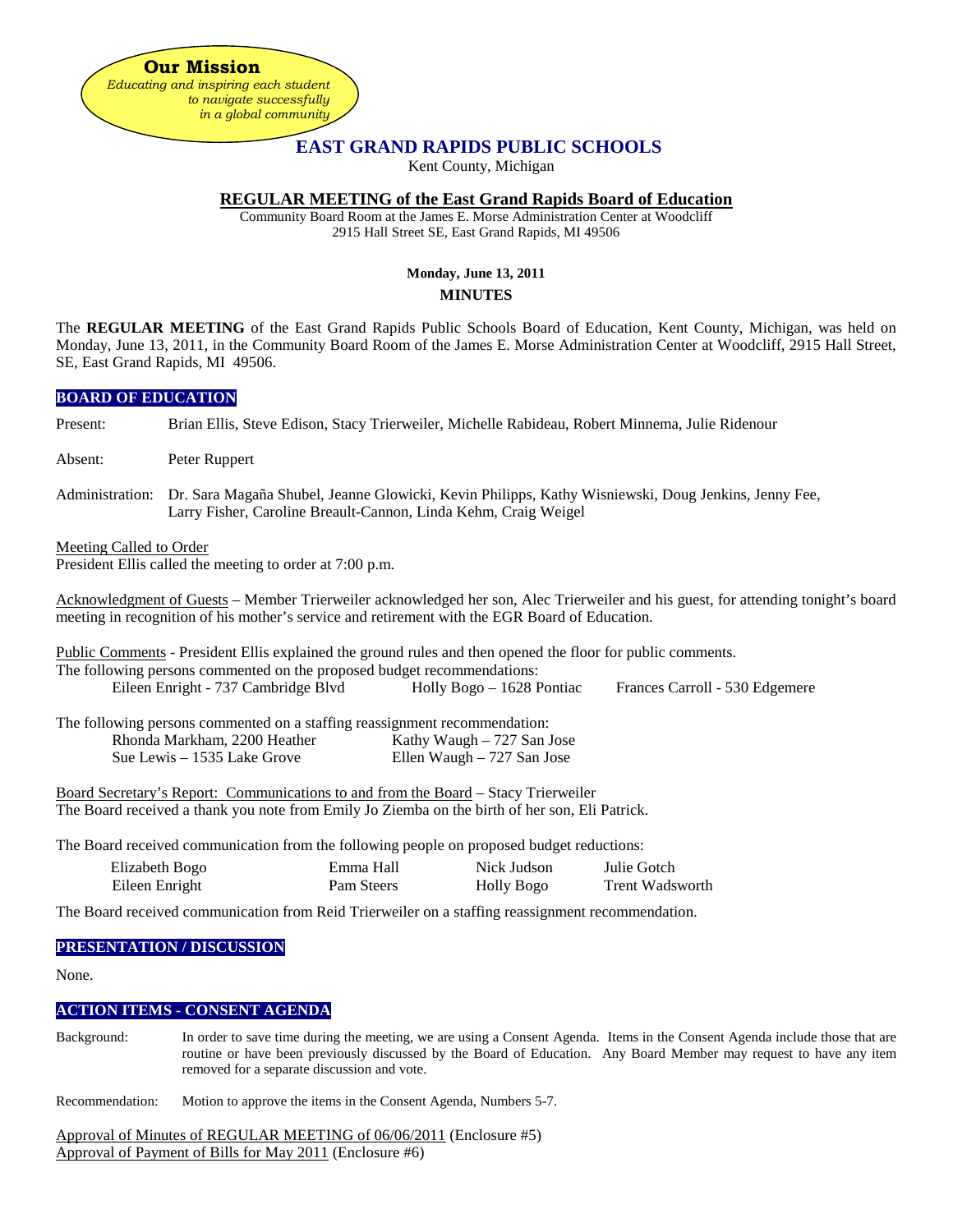**Our Mission**
*Educating and inspiring each student to navigate successfully in a global community*

# EAST GRAND RAPIDS PUBLIC SCHOOLS

Kent County, Michigan

## REGULAR MEETING of the East Grand Rapids Board of Education

Community Board Room at the James E. Morse Administration Center at Woodcliff
2915 Hall Street SE, East Grand Rapids, MI 49506

**Monday, June 13, 2011**

**MINUTES**

The **REGULAR MEETING** of the East Grand Rapids Public Schools Board of Education, Kent County, Michigan, was held on Monday, June 13, 2011, in the Community Board Room of the James E. Morse Administration Center at Woodcliff, 2915 Hall Street, SE, East Grand Rapids, MI 49506.

### BOARD OF EDUCATION

Present: Brian Ellis, Steve Edison, Stacy Trierweiler, Michelle Rabideau, Robert Minnema, Julie Ridenour

Absent: Peter Ruppert

Administration: Dr. Sara Magaña Shubel, Jeanne Glowicki, Kevin Philipps, Kathy Wisniewski, Doug Jenkins, Jenny Fee, Larry Fisher, Caroline Breault-Cannon, Linda Kehm, Craig Weigel

Meeting Called to Order
President Ellis called the meeting to order at 7:00 p.m.

Acknowledgment of Guests – Member Trierweiler acknowledged her son, Alec Trierweiler and his guest, for attending tonight's board meeting in recognition of his mother's service and retirement with the EGR Board of Education.

Public Comments - President Ellis explained the ground rules and then opened the floor for public comments.
The following persons commented on the proposed budget recommendations:

Eileen Enright - 737 Cambridge Blvd | Holly Bogo – 1628 Pontiac | Frances Carroll - 530 Edgemere

The following persons commented on a staffing reassignment recommendation:

Rhonda Markham, 2200 Heather | Kathy Waugh – 727 San Jose
Sue Lewis – 1535 Lake Grove | Ellen Waugh – 727 San Jose

Board Secretary's Report: Communications to and from the Board – Stacy Trierweiler
The Board received a thank you note from Emily Jo Ziemba on the birth of her son, Eli Patrick.

The Board received communication from the following people on proposed budget reductions:

| | | | |
|---|---|---|---|
| Elizabeth Bogo | Emma Hall | Nick Judson | Julie Gotch |
| Eileen Enright | Pam Steers | Holly Bogo | Trent Wadsworth |

The Board received communication from Reid Trierweiler on a staffing reassignment recommendation.

### PRESENTATION / DISCUSSION

None.

### ACTION ITEMS - CONSENT AGENDA

Background: In order to save time during the meeting, we are using a Consent Agenda. Items in the Consent Agenda include those that are routine or have been previously discussed by the Board of Education. Any Board Member may request to have any item removed for a separate discussion and vote.

Recommendation: Motion to approve the items in the Consent Agenda, Numbers 5-7.

Approval of Minutes of REGULAR MEETING of 06/06/2011 (Enclosure #5)
Approval of Payment of Bills for May 2011 (Enclosure #6)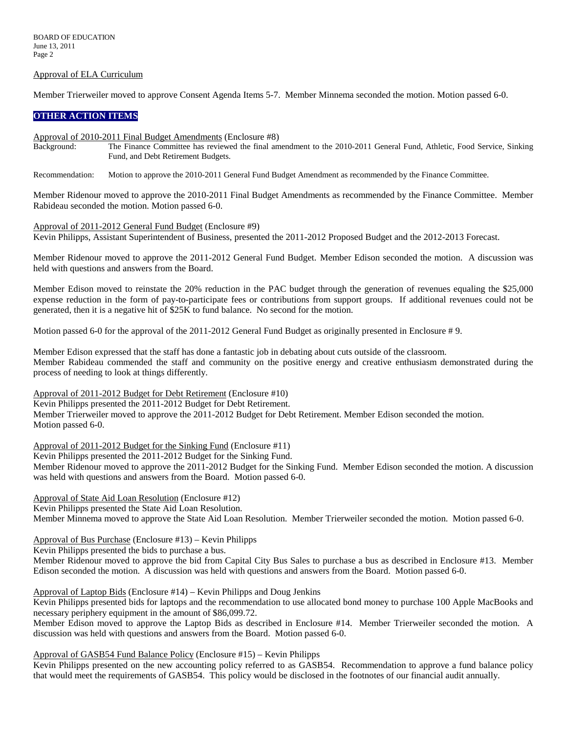Approval of ELA Curriculum

Member Trierweiler moved to approve Consent Agenda Items 5-7. Member Minnema seconded the motion. Motion passed 6-0.

## OTHER ACTION ITEMS

Approval of 2010-2011 Final Budget Amendments (Enclosure #8)

Background: The Finance Committee has reviewed the final amendment to the 2010-2011 General Fund, Athletic, Food Service, Sinking Fund, and Debt Retirement Budgets.

Recommendation: Motion to approve the 2010-2011 General Fund Budget Amendment as recommended by the Finance Committee.

Member Ridenour moved to approve the 2010-2011 Final Budget Amendments as recommended by the Finance Committee. Member Rabideau seconded the motion. Motion passed 6-0.

Approval of 2011-2012 General Fund Budget (Enclosure #9)

Kevin Philipps, Assistant Superintendent of Business, presented the 2011-2012 Proposed Budget and the 2012-2013 Forecast.

Member Ridenour moved to approve the 2011-2012 General Fund Budget. Member Edison seconded the motion. A discussion was held with questions and answers from the Board.

Member Edison moved to reinstate the 20% reduction in the PAC budget through the generation of revenues equaling the $25,000 expense reduction in the form of pay-to-participate fees or contributions from support groups. If additional revenues could not be generated, then it is a negative hit of $25K to fund balance. No second for the motion.

Motion passed 6-0 for the approval of the 2011-2012 General Fund Budget as originally presented in Enclosure # 9.

Member Edison expressed that the staff has done a fantastic job in debating about cuts outside of the classroom.
Member Rabideau commended the staff and community on the positive energy and creative enthusiasm demonstrated during the process of needing to look at things differently.

Approval of 2011-2012 Budget for Debt Retirement (Enclosure #10)

Kevin Philipps presented the 2011-2012 Budget for Debt Retirement.
Member Trierweiler moved to approve the 2011-2012 Budget for Debt Retirement. Member Edison seconded the motion.
Motion passed 6-0.

Approval of 2011-2012 Budget for the Sinking Fund (Enclosure #11)

Kevin Philipps presented the 2011-2012 Budget for the Sinking Fund.
Member Ridenour moved to approve the 2011-2012 Budget for the Sinking Fund. Member Edison seconded the motion. A discussion was held with questions and answers from the Board. Motion passed 6-0.

Approval of State Aid Loan Resolution (Enclosure #12)

Kevin Philipps presented the State Aid Loan Resolution.
Member Minnema moved to approve the State Aid Loan Resolution. Member Trierweiler seconded the motion. Motion passed 6-0.

Approval of Bus Purchase (Enclosure #13) – Kevin Philipps

Kevin Philipps presented the bids to purchase a bus.
Member Ridenour moved to approve the bid from Capital City Bus Sales to purchase a bus as described in Enclosure #13. Member Edison seconded the motion. A discussion was held with questions and answers from the Board. Motion passed 6-0.

Approval of Laptop Bids (Enclosure #14) – Kevin Philipps and Doug Jenkins

Kevin Philipps presented bids for laptops and the recommendation to use allocated bond money to purchase 100 Apple MacBooks and necessary periphery equipment in the amount of $86,099.72.
Member Edison moved to approve the Laptop Bids as described in Enclosure #14. Member Trierweiler seconded the motion. A discussion was held with questions and answers from the Board. Motion passed 6-0.

Approval of GASB54 Fund Balance Policy (Enclosure #15) – Kevin Philipps

Kevin Philipps presented on the new accounting policy referred to as GASB54. Recommendation to approve a fund balance policy that would meet the requirements of GASB54. This policy would be disclosed in the footnotes of our financial audit annually.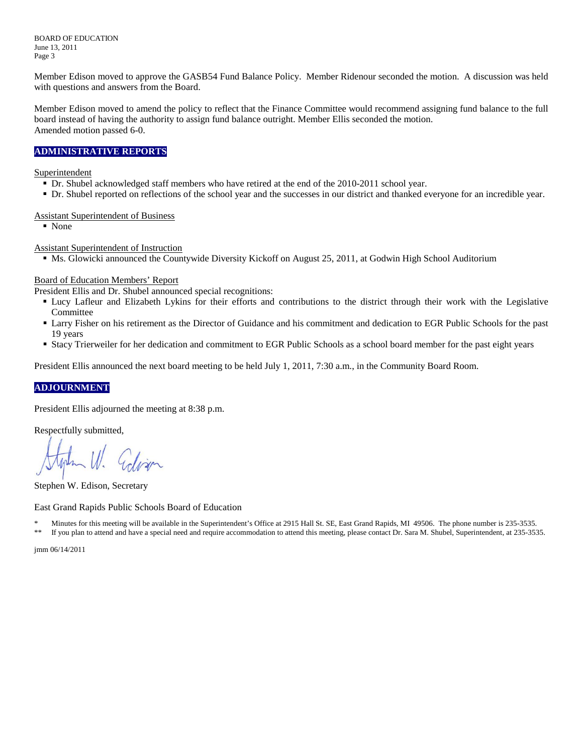Member Edison moved to approve the GASB54 Fund Balance Policy. Member Ridenour seconded the motion. A discussion was held with questions and answers from the Board.

Member Edison moved to amend the policy to reflect that the Finance Committee would recommend assigning fund balance to the full board instead of having the authority to assign fund balance outright. Member Ellis seconded the motion.
Amended motion passed 6-0.

## ADMINISTRATIVE REPORTS

Superintendent

- Dr. Shubel acknowledged staff members who have retired at the end of the 2010-2011 school year.
- Dr. Shubel reported on reflections of the school year and the successes in our district and thanked everyone for an incredible year.

Assistant Superintendent of Business

- None

Assistant Superintendent of Instruction

- Ms. Glowicki announced the Countywide Diversity Kickoff on August 25, 2011, at Godwin High School Auditorium

Board of Education Members' Report

President Ellis and Dr. Shubel announced special recognitions:

- Lucy Lafleur and Elizabeth Lykins for their efforts and contributions to the district through their work with the Legislative Committee
- Larry Fisher on his retirement as the Director of Guidance and his commitment and dedication to EGR Public Schools for the past 19 years
- Stacy Trierweiler for her dedication and commitment to EGR Public Schools as a school board member for the past eight years

President Ellis announced the next board meeting to be held July 1, 2011, 7:30 a.m., in the Community Board Room.

## ADJOURNMENT

President Ellis adjourned the meeting at 8:38 p.m.

Respectfully submitted,

Stephen W. Edison

Stephen W. Edison, Secretary

East Grand Rapids Public Schools Board of Education

\* Minutes for this meeting will be available in the Superintendent's Office at 2915 Hall St. SE, East Grand Rapids, MI 49506. The phone number is 235-3535.

\*\* If you plan to attend and have a special need and require accommodation to attend this meeting, please contact Dr. Sara M. Shubel, Superintendent, at 235-3535.

jmm 06/14/2011